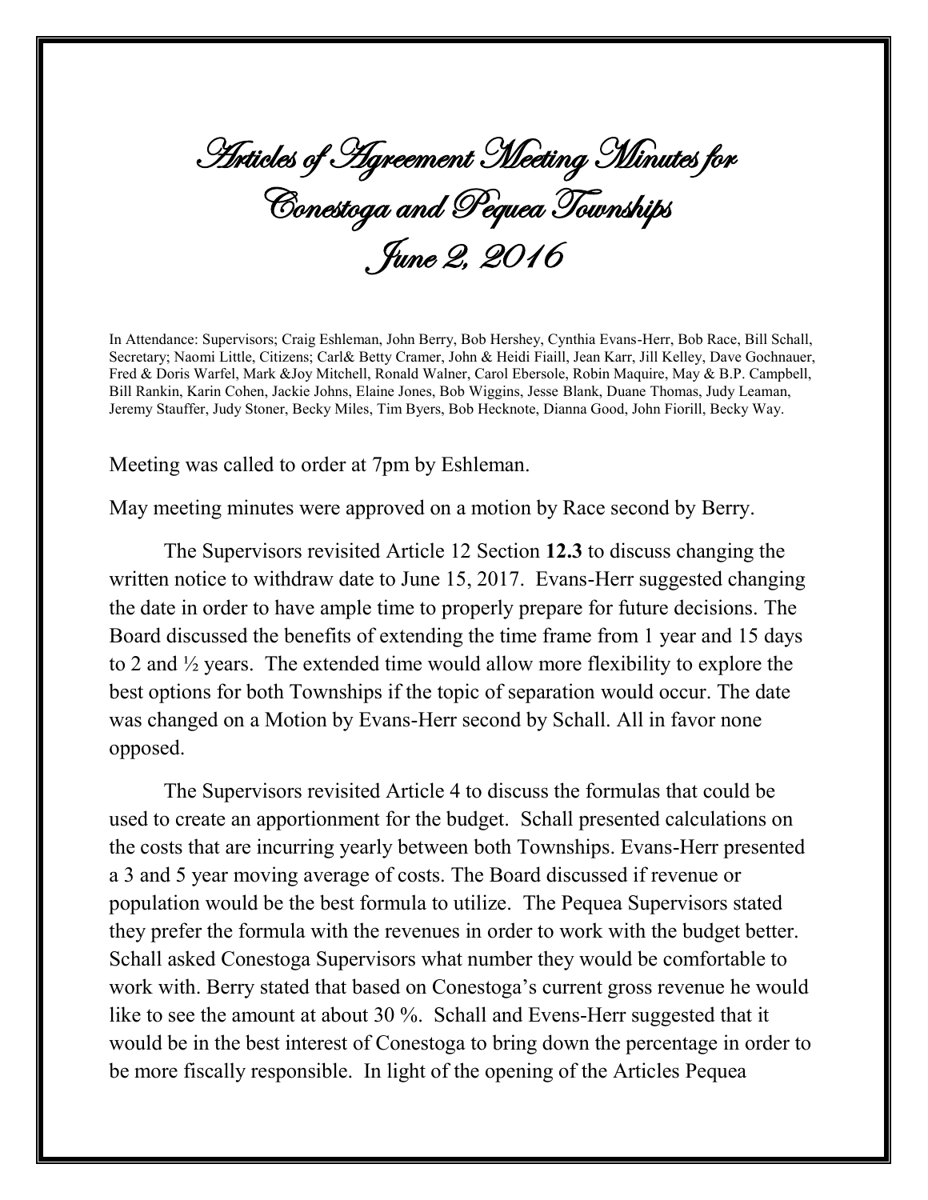# Articles of Agreement Meeting Minutes for Conestoga and Pequea Townships June 2, 2016

In Attendance: Supervisors; Craig Eshleman, John Berry, Bob Hershey, Cynthia Evans-Herr, Bob Race, Bill Schall, Secretary; Naomi Little, Citizens; Carl& Betty Cramer, John & Heidi Fiaill, Jean Karr, Jill Kelley, Dave Gochnauer, Fred & Doris Warfel, Mark &Joy Mitchell, Ronald Walner, Carol Ebersole, Robin Maquire, May & B.P. Campbell, Bill Rankin, Karin Cohen, Jackie Johns, Elaine Jones, Bob Wiggins, Jesse Blank, Duane Thomas, Judy Leaman, Jeremy Stauffer, Judy Stoner, Becky Miles, Tim Byers, Bob Hecknote, Dianna Good, John Fiorill, Becky Way.

Meeting was called to order at 7pm by Eshleman.

May meeting minutes were approved on a motion by Race second by Berry.

The Supervisors revisited Article 12 Section **12.3** to discuss changing the written notice to withdraw date to June 15, 2017. Evans-Herr suggested changing the date in order to have ample time to properly prepare for future decisions. The Board discussed the benefits of extending the time frame from 1 year and 15 days to 2 and ½ years. The extended time would allow more flexibility to explore the best options for both Townships if the topic of separation would occur. The date was changed on a Motion by Evans-Herr second by Schall. All in favor none opposed.

The Supervisors revisited Article 4 to discuss the formulas that could be used to create an apportionment for the budget. Schall presented calculations on the costs that are incurring yearly between both Townships. Evans-Herr presented a 3 and 5 year moving average of costs. The Board discussed if revenue or population would be the best formula to utilize. The Pequea Supervisors stated they prefer the formula with the revenues in order to work with the budget better. Schall asked Conestoga Supervisors what number they would be comfortable to work with. Berry stated that based on Conestoga's current gross revenue he would like to see the amount at about 30 %. Schall and Evens-Herr suggested that it would be in the best interest of Conestoga to bring down the percentage in order to be more fiscally responsible. In light of the opening of the Articles Pequea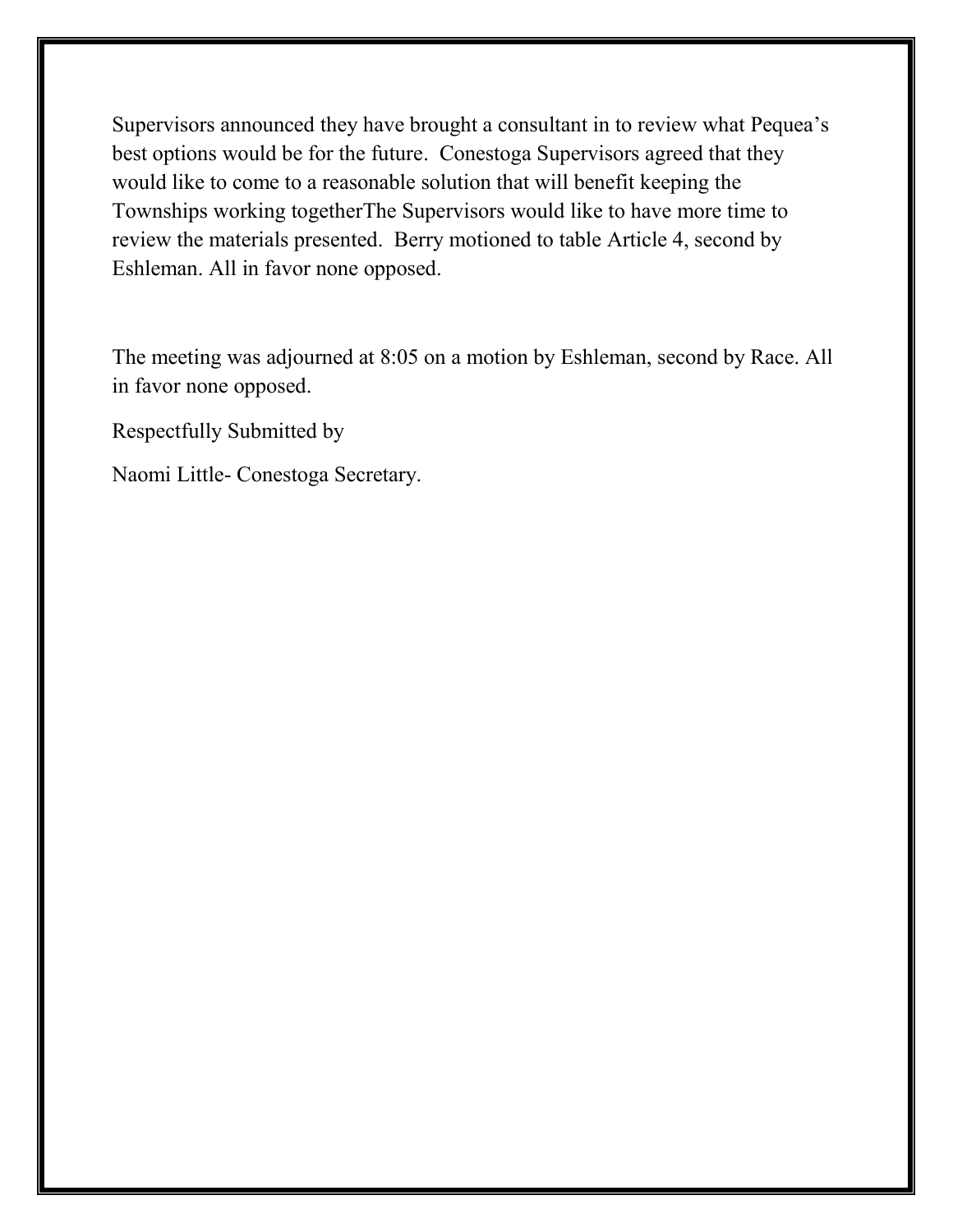Supervisors announced they have brought a consultant in to review what Pequea's best options would be for the future. Conestoga Supervisors agreed that they would like to come to a reasonable solution that will benefit keeping the Townships working togetherThe Supervisors would like to have more time to review the materials presented. Berry motioned to table Article 4, second by Eshleman. All in favor none opposed.

The meeting was adjourned at 8:05 on a motion by Eshleman, second by Race. All in favor none opposed.

Respectfully Submitted by

Naomi Little- Conestoga Secretary.